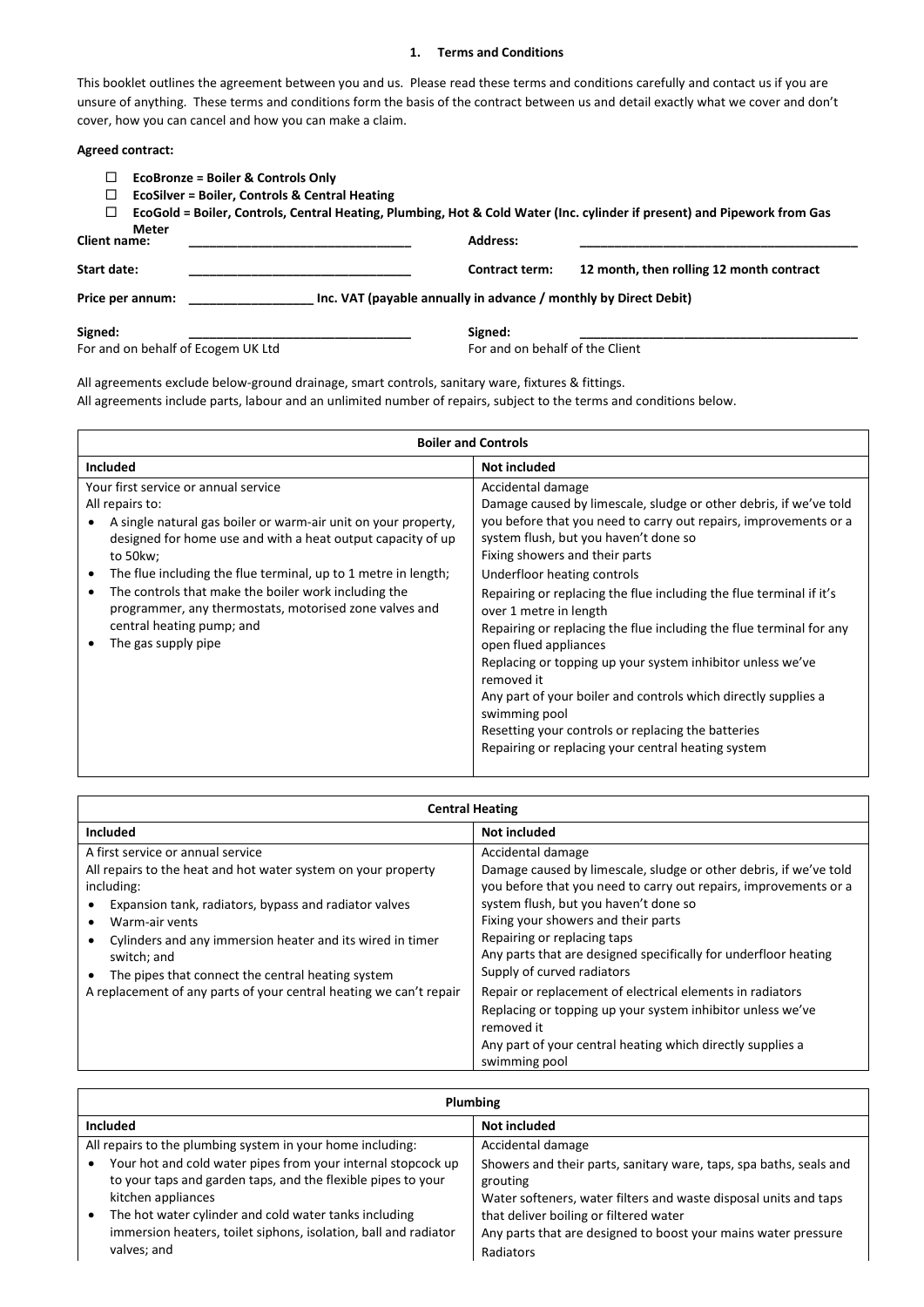## 1. Terms and Conditions

This booklet outlines the agreement between you and us. Please read these terms and conditions carefully and contact us if you are unsure of anything. These terms and conditions form the basis of the contract between us and detail exactly what we cover and don't cover, how you can cancel and how you can make a claim.

**Agreed contract:**

- ☐ **EcoBronze = Boiler & Controls Only**
- ☐ **EcoSilver = Boiler, Controls & Central Heating**
- ☐ **EcoGold = Boiler, Controls, Central Heating, Plumbing, Hot & Cold Water (Inc. cylinder if present) and Pipework from Gas Meter**

**Client name:** ______________________________ **Address:** ________________________________________

**Start date:** ______________________________ **Contract term:** 12 month, then rolling 12 month contract

**Price per annum:** ________________ Inc. VAT (payable annually in advance / monthly by Direct Debit)

**Signed:** ______________________________
For and on behalf of Ecogem UK Ltd

**Signed:** ________________________________________
For and on behalf of the Client

All agreements exclude below-ground drainage, smart controls, sanitary ware, fixtures & fittings.
All agreements include parts, labour and an unlimited number of repairs, subject to the terms and conditions below.

| Boiler and Controls | |
|---|---|
| **Included** | **Not included** |
| Your first service or annual service<br>All repairs to:<br>• A single natural gas boiler or warm-air unit on your property, designed for home use and with a heat output capacity of up to 50kw;<br>• The flue including the flue terminal, up to 1 metre in length;<br>• The controls that make the boiler work including the programmer, any thermostats, motorised zone valves and central heating pump; and<br>• The gas supply pipe | Accidental damage<br>Damage caused by limescale, sludge or other debris, if we've told you before that you need to carry out repairs, improvements or a system flush, but you haven't done so<br>Fixing showers and their parts<br>Underfloor heating controls<br>Repairing or replacing the flue including the flue terminal if it's over 1 metre in length<br>Repairing or replacing the flue including the flue terminal for any open flued appliances<br>Replacing or topping up your system inhibitor unless we've removed it<br>Any part of your boiler and controls which directly supplies a swimming pool<br>Resetting your controls or replacing the batteries<br>Repairing or replacing your central heating system |

| Central Heating | |
|---|---|
| **Included** | **Not included** |
| A first service or annual service<br>All repairs to the heat and hot water system on your property including:<br>• Expansion tank, radiators, bypass and radiator valves<br>• Warm-air vents<br>• Cylinders and any immersion heater and its wired in timer switch; and<br>• The pipes that connect the central heating system<br>A replacement of any parts of your central heating we can't repair | Accidental damage<br>Damage caused by limescale, sludge or other debris, if we've told you before that you need to carry out repairs, improvements or a system flush, but you haven't done so<br>Fixing your showers and their parts<br>Repairing or replacing taps<br>Any parts that are designed specifically for underfloor heating<br>Supply of curved radiators<br>Repair or replacement of electrical elements in radiators<br>Replacing or topping up your system inhibitor unless we've removed it<br>Any part of your central heating which directly supplies a swimming pool |

| Plumbing | |
|---|---|
| **Included** | **Not included** |
| All repairs to the plumbing system in your home including:<br>• Your hot and cold water pipes from your internal stopcock up to your taps and garden taps, and the flexible pipes to your kitchen appliances<br>• The hot water cylinder and cold water tanks including immersion heaters, toilet siphons, isolation, ball and radiator valves; and | Accidental damage<br>Showers and their parts, sanitary ware, taps, spa baths, seals and grouting<br>Water softeners, water filters and waste disposal units and taps that deliver boiling or filtered water<br>Any parts that are designed to boost your mains water pressure<br>Radiators |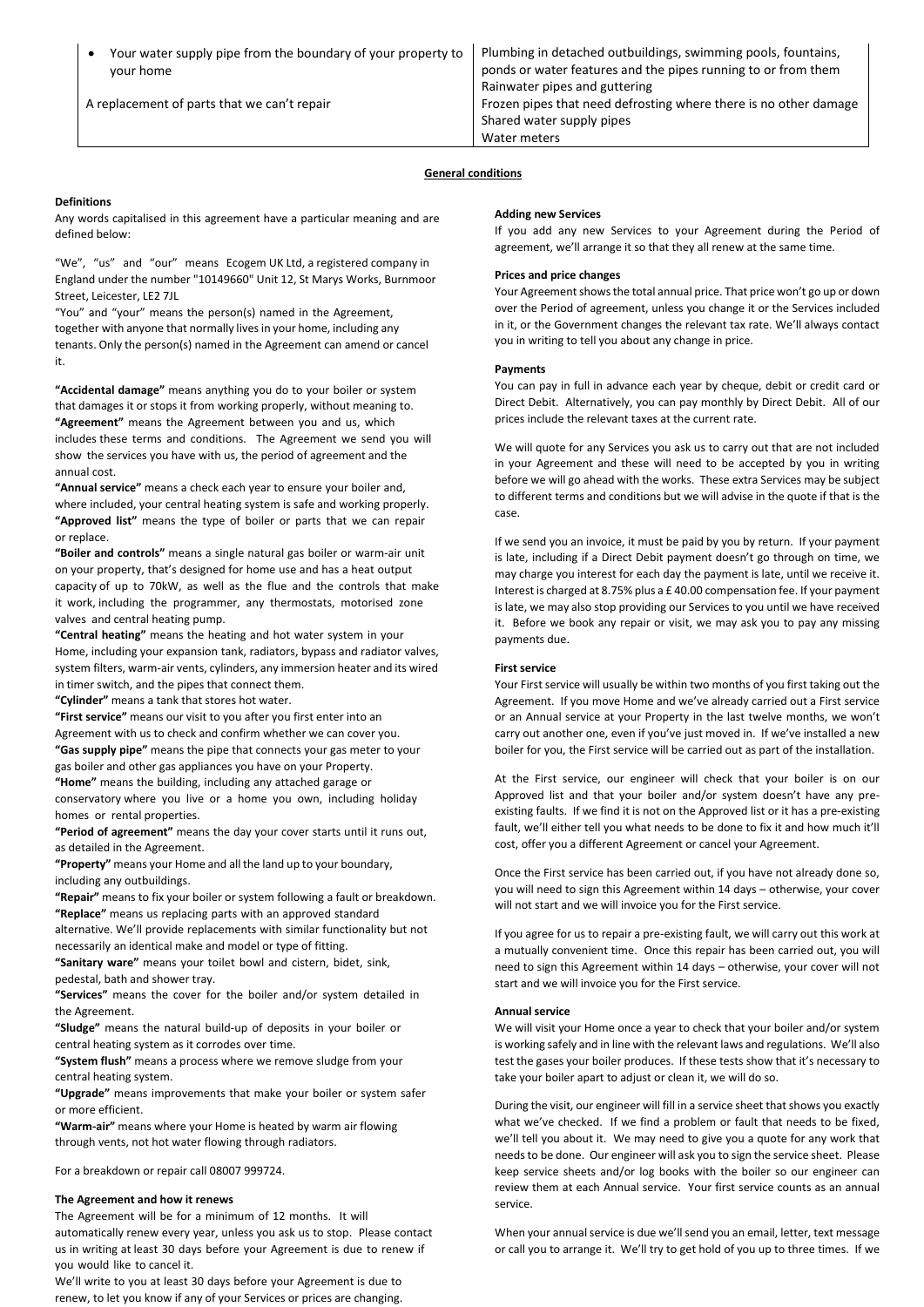| | |
|---|---|
| • Your water supply pipe from the boundary of your property to your home<br><br>A replacement of parts that we can't repair | Plumbing in detached outbuildings, swimming pools, fountains, ponds or water features and the pipes running to or from them<br>Rainwater pipes and guttering<br>Frozen pipes that need defrosting where there is no other damage<br>Shared water supply pipes<br>Water meters |

## General conditions

**Definitions**

Any words capitalised in this agreement have a particular meaning and are defined below:

"We", "us" and "our" means Ecogem UK Ltd, a registered company in England under the number "10149660" Unit 12, St Marys Works, Burnmoor Street, Leicester, LE2 7JL

"You" and "your" means the person(s) named in the Agreement, together with anyone that normally lives in your home, including any tenants. Only the person(s) named in the Agreement can amend or cancel it.

**"Accidental damage"** means anything you do to your boiler or system that damages it or stops it from working properly, without meaning to.
**"Agreement"** means the Agreement between you and us, which includes these terms and conditions. The Agreement we send you will show the services you have with us, the period of agreement and the annual cost.
**"Annual service"** means a check each year to ensure your boiler and, where included, your central heating system is safe and working properly.
**"Approved list"** means the type of boiler or parts that we can repair or replace.
**"Boiler and controls"** means a single natural gas boiler or warm-air unit on your property, that's designed for home use and has a heat output capacity of up to 70kW, as well as the flue and the controls that make it work, including the programmer, any thermostats, motorised zone valves and central heating pump.
**"Central heating"** means the heating and hot water system in your Home, including your expansion tank, radiators, bypass and radiator valves, system filters, warm-air vents, cylinders, any immersion heater and its wired in timer switch, and the pipes that connect them.
**"Cylinder"** means a tank that stores hot water.
**"First service"** means our visit to you after you first enter into an Agreement with us to check and confirm whether we can cover you.
**"Gas supply pipe"** means the pipe that connects your gas meter to your gas boiler and other gas appliances you have on your Property.
**"Home"** means the building, including any attached garage or conservatory where you live or a home you own, including holiday homes or rental properties.
**"Period of agreement"** means the day your cover starts until it runs out, as detailed in the Agreement.
**"Property"** means your Home and all the land up to your boundary, including any outbuildings.
**"Repair"** means to fix your boiler or system following a fault or breakdown.
**"Replace"** means us replacing parts with an approved standard alternative. We'll provide replacements with similar functionality but not necessarily an identical make and model or type of fitting.
**"Sanitary ware"** means your toilet bowl and cistern, bidet, sink, pedestal, bath and shower tray.
**"Services"** means the cover for the boiler and/or system detailed in the Agreement.
**"Sludge"** means the natural build-up of deposits in your boiler or central heating system as it corrodes over time.
**"System flush"** means a process where we remove sludge from your central heating system.
**"Upgrade"** means improvements that make your boiler or system safer or more efficient.
**"Warm-air"** means where your Home is heated by warm air flowing through vents, not hot water flowing through radiators.

For a breakdown or repair call 08007 999724.

**The Agreement and how it renews**

The Agreement will be for a minimum of 12 months. It will automatically renew every year, unless you ask us to stop. Please contact us in writing at least 30 days before your Agreement is due to renew if you would like to cancel it.
We'll write to you at least 30 days before your Agreement is due to renew, to let you know if any of your Services or prices are changing.

**Adding new Services**

If you add any new Services to your Agreement during the Period of agreement, we'll arrange it so that they all renew at the same time.

**Prices and price changes**

Your Agreement shows the total annual price. That price won't go up or down over the Period of agreement, unless you change it or the Services included in it, or the Government changes the relevant tax rate. We'll always contact you in writing to tell you about any change in price.

**Payments**

You can pay in full in advance each year by cheque, debit or credit card or Direct Debit. Alternatively, you can pay monthly by Direct Debit. All of our prices include the relevant taxes at the current rate.

We will quote for any Services you ask us to carry out that are not included in your Agreement and these will need to be accepted by you in writing before we will go ahead with the works. These extra Services may be subject to different terms and conditions but we will advise in the quote if that is the case.

If we send you an invoice, it must be paid by you by return. If your payment is late, including if a Direct Debit payment doesn't go through on time, we may charge you interest for each day the payment is late, until we receive it. Interest is charged at 8.75% plus a £ 40.00 compensation fee. If your payment is late, we may also stop providing our Services to you until we have received it. Before we book any repair or visit, we may ask you to pay any missing payments due.

**First service**

Your First service will usually be within two months of you first taking out the Agreement. If you move Home and we've already carried out a First service or an Annual service at your Property in the last twelve months, we won't carry out another one, even if you've just moved in. If we've installed a new boiler for you, the First service will be carried out as part of the installation.

At the First service, our engineer will check that your boiler is on our Approved list and that your boiler and/or system doesn't have any pre-existing faults. If we find it is not on the Approved list or it has a pre-existing fault, we'll either tell you what needs to be done to fix it and how much it'll cost, offer you a different Agreement or cancel your Agreement.

Once the First service has been carried out, if you have not already done so, you will need to sign this Agreement within 14 days – otherwise, your cover will not start and we will invoice you for the First service.

If you agree for us to repair a pre-existing fault, we will carry out this work at a mutually convenient time. Once this repair has been carried out, you will need to sign this Agreement within 14 days – otherwise, your cover will not start and we will invoice you for the First service.

**Annual service**

We will visit your Home once a year to check that your boiler and/or system is working safely and in line with the relevant laws and regulations. We'll also test the gases your boiler produces. If these tests show that it's necessary to take your boiler apart to adjust or clean it, we will do so.

During the visit, our engineer will fill in a service sheet that shows you exactly what we've checked. If we find a problem or fault that needs to be fixed, we'll tell you about it. We may need to give you a quote for any work that needs to be done. Our engineer will ask you to sign the service sheet. Please keep service sheets and/or log books with the boiler so our engineer can review them at each Annual service. Your first service counts as an annual service.

When your annual service is due we'll send you an email, letter, text message or call you to arrange it. We'll try to get hold of you up to three times. If we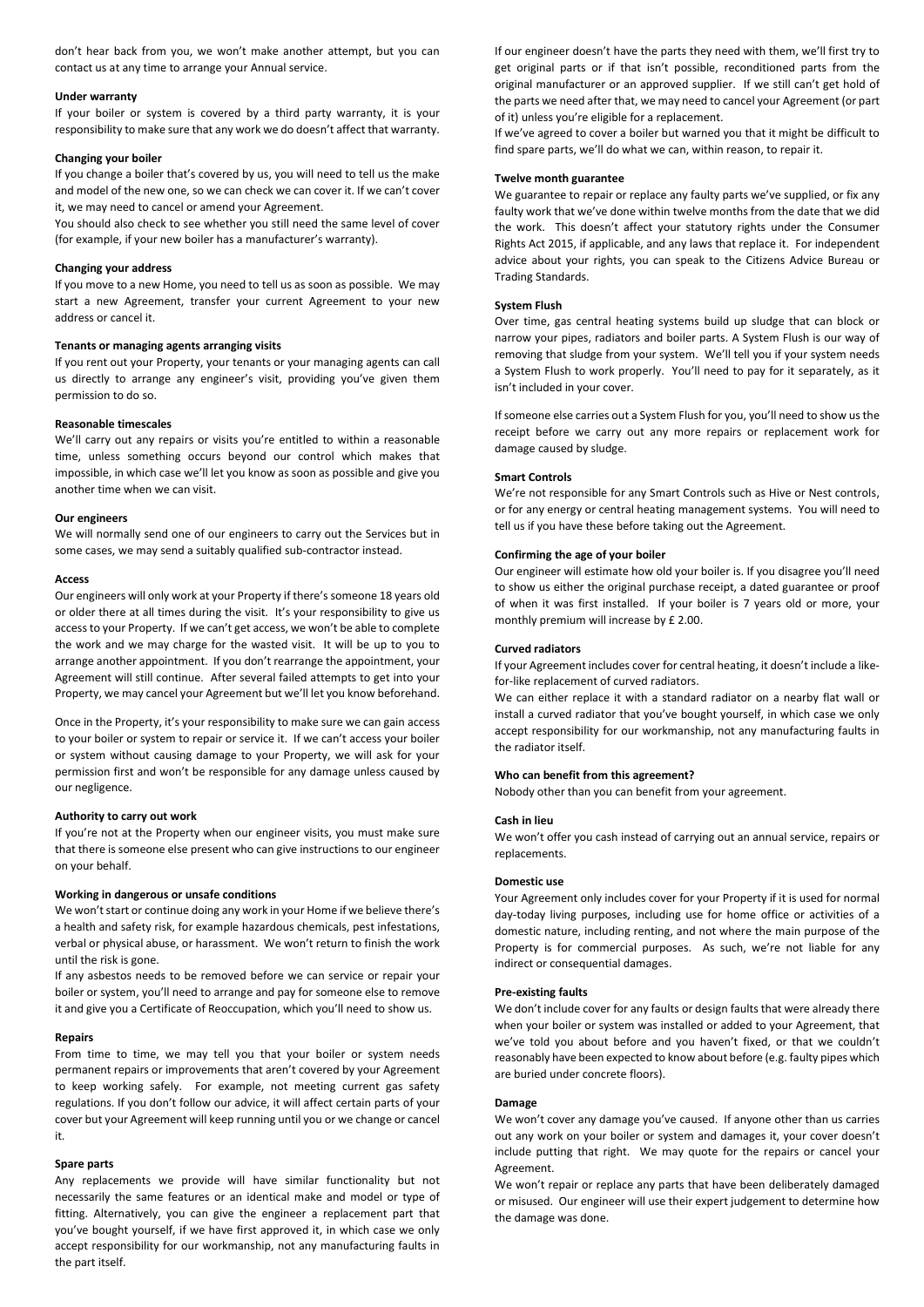don't hear back from you, we won't make another attempt, but you can contact us at any time to arrange your Annual service.

**Under warranty**

If your boiler or system is covered by a third party warranty, it is your responsibility to make sure that any work we do doesn't affect that warranty.

**Changing your boiler**

If you change a boiler that's covered by us, you will need to tell us the make and model of the new one, so we can check we can cover it. If we can't cover it, we may need to cancel or amend your Agreement.

You should also check to see whether you still need the same level of cover (for example, if your new boiler has a manufacturer's warranty).

**Changing your address**

If you move to a new Home, you need to tell us as soon as possible. We may start a new Agreement, transfer your current Agreement to your new address or cancel it.

**Tenants or managing agents arranging visits**

If you rent out your Property, your tenants or your managing agents can call us directly to arrange any engineer's visit, providing you've given them permission to do so.

**Reasonable timescales**

We'll carry out any repairs or visits you're entitled to within a reasonable time, unless something occurs beyond our control which makes that impossible, in which case we'll let you know as soon as possible and give you another time when we can visit.

**Our engineers**

We will normally send one of our engineers to carry out the Services but in some cases, we may send a suitably qualified sub-contractor instead.

**Access**

Our engineers will only work at your Property if there's someone 18 years old or older there at all times during the visit. It's your responsibility to give us access to your Property. If we can't get access, we won't be able to complete the work and we may charge for the wasted visit. It will be up to you to arrange another appointment. If you don't rearrange the appointment, your Agreement will still continue. After several failed attempts to get into your Property, we may cancel your Agreement but we'll let you know beforehand.

Once in the Property, it's your responsibility to make sure we can gain access to your boiler or system to repair or service it. If we can't access your boiler or system without causing damage to your Property, we will ask for your permission first and won't be responsible for any damage unless caused by our negligence.

**Authority to carry out work**

If you're not at the Property when our engineer visits, you must make sure that there is someone else present who can give instructions to our engineer on your behalf.

**Working in dangerous or unsafe conditions**

We won't start or continue doing any work in your Home if we believe there's a health and safety risk, for example hazardous chemicals, pest infestations, verbal or physical abuse, or harassment. We won't return to finish the work until the risk is gone.

If any asbestos needs to be removed before we can service or repair your boiler or system, you'll need to arrange and pay for someone else to remove it and give you a Certificate of Reoccupation, which you'll need to show us.

**Repairs**

From time to time, we may tell you that your boiler or system needs permanent repairs or improvements that aren't covered by your Agreement to keep working safely. For example, not meeting current gas safety regulations. If you don't follow our advice, it will affect certain parts of your cover but your Agreement will keep running until you or we change or cancel it.

**Spare parts**

Any replacements we provide will have similar functionality but not necessarily the same features or an identical make and model or type of fitting. Alternatively, you can give the engineer a replacement part that you've bought yourself, if we have first approved it, in which case we only accept responsibility for our workmanship, not any manufacturing faults in the part itself.

If our engineer doesn't have the parts they need with them, we'll first try to get original parts or if that isn't possible, reconditioned parts from the original manufacturer or an approved supplier. If we still can't get hold of the parts we need after that, we may need to cancel your Agreement (or part of it) unless you're eligible for a replacement.

If we've agreed to cover a boiler but warned you that it might be difficult to find spare parts, we'll do what we can, within reason, to repair it.

**Twelve month guarantee**

We guarantee to repair or replace any faulty parts we've supplied, or fix any faulty work that we've done within twelve months from the date that we did the work. This doesn't affect your statutory rights under the Consumer Rights Act 2015, if applicable, and any laws that replace it. For independent advice about your rights, you can speak to the Citizens Advice Bureau or Trading Standards.

**System Flush**

Over time, gas central heating systems build up sludge that can block or narrow your pipes, radiators and boiler parts. A System Flush is our way of removing that sludge from your system. We'll tell you if your system needs a System Flush to work properly. You'll need to pay for it separately, as it isn't included in your cover.

If someone else carries out a System Flush for you, you'll need to show us the receipt before we carry out any more repairs or replacement work for damage caused by sludge.

**Smart Controls**

We're not responsible for any Smart Controls such as Hive or Nest controls, or for any energy or central heating management systems. You will need to tell us if you have these before taking out the Agreement.

**Confirming the age of your boiler**

Our engineer will estimate how old your boiler is. If you disagree you'll need to show us either the original purchase receipt, a dated guarantee or proof of when it was first installed. If your boiler is 7 years old or more, your monthly premium will increase by £ 2.00.

**Curved radiators**

If your Agreement includes cover for central heating, it doesn't include a like-for-like replacement of curved radiators.

We can either replace it with a standard radiator on a nearby flat wall or install a curved radiator that you've bought yourself, in which case we only accept responsibility for our workmanship, not any manufacturing faults in the radiator itself.

**Who can benefit from this agreement?**

Nobody other than you can benefit from your agreement.

**Cash in lieu**

We won't offer you cash instead of carrying out an annual service, repairs or replacements.

**Domestic use**

Your Agreement only includes cover for your Property if it is used for normal day-today living purposes, including use for home office or activities of a domestic nature, including renting, and not where the main purpose of the Property is for commercial purposes. As such, we're not liable for any indirect or consequential damages.

**Pre-existing faults**

We don't include cover for any faults or design faults that were already there when your boiler or system was installed or added to your Agreement, that we've told you about before and you haven't fixed, or that we couldn't reasonably have been expected to know about before (e.g. faulty pipes which are buried under concrete floors).

**Damage**

We won't cover any damage you've caused. If anyone other than us carries out any work on your boiler or system and damages it, your cover doesn't include putting that right. We may quote for the repairs or cancel your Agreement.

We won't repair or replace any parts that have been deliberately damaged or misused. Our engineer will use their expert judgement to determine how the damage was done.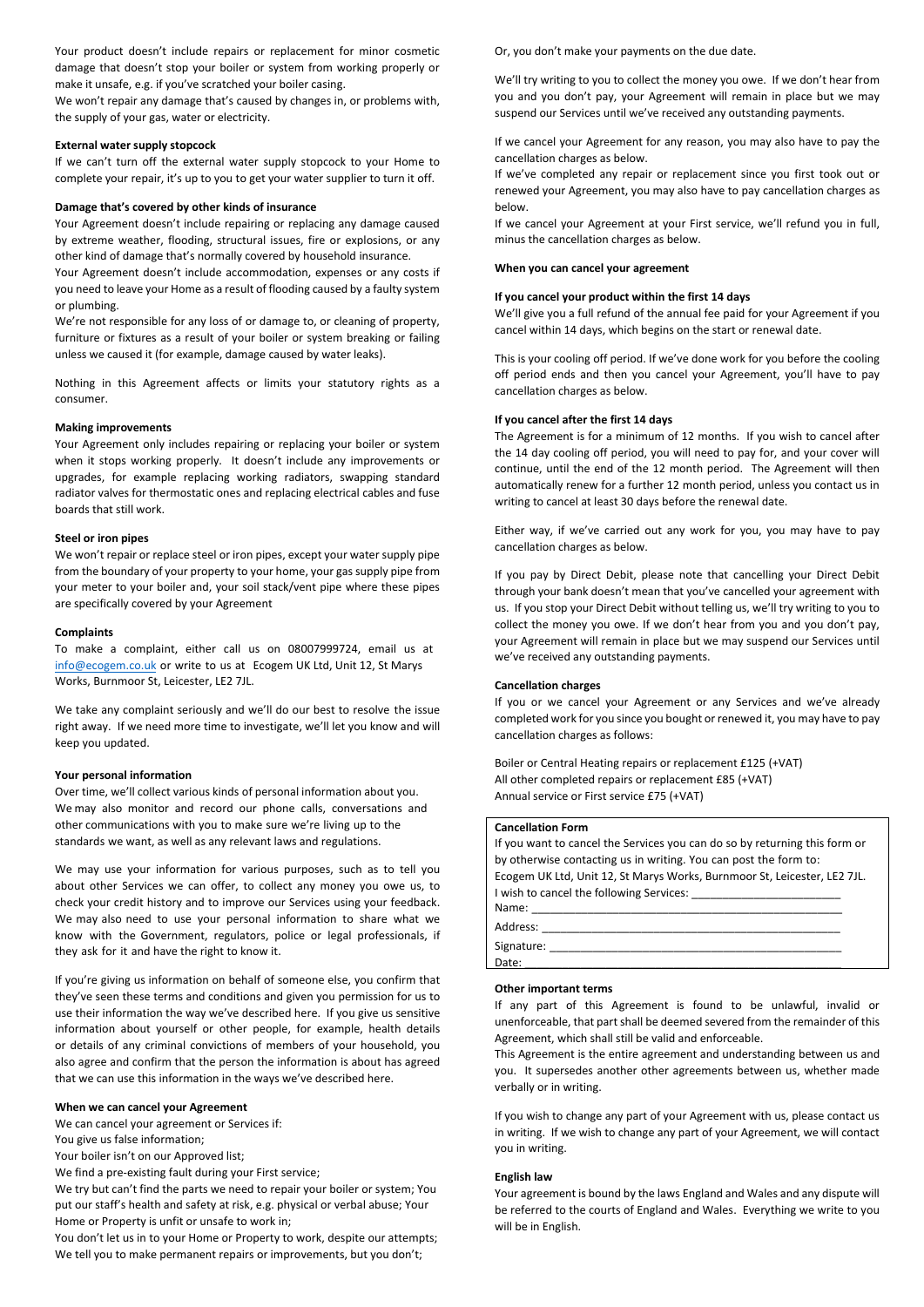Your product doesn't include repairs or replacement for minor cosmetic damage that doesn't stop your boiler or system from working properly or make it unsafe, e.g. if you've scratched your boiler casing.

We won't repair any damage that's caused by changes in, or problems with, the supply of your gas, water or electricity.

**External water supply stopcock**

If we can't turn off the external water supply stopcock to your Home to complete your repair, it's up to you to get your water supplier to turn it off.

**Damage that's covered by other kinds of insurance**

Your Agreement doesn't include repairing or replacing any damage caused by extreme weather, flooding, structural issues, fire or explosions, or any other kind of damage that's normally covered by household insurance.

Your Agreement doesn't include accommodation, expenses or any costs if you need to leave your Home as a result of flooding caused by a faulty system or plumbing.

We're not responsible for any loss of or damage to, or cleaning of property, furniture or fixtures as a result of your boiler or system breaking or failing unless we caused it (for example, damage caused by water leaks).

Nothing in this Agreement affects or limits your statutory rights as a consumer.

**Making improvements**

Your Agreement only includes repairing or replacing your boiler or system when it stops working properly. It doesn't include any improvements or upgrades, for example replacing working radiators, swapping standard radiator valves for thermostatic ones and replacing electrical cables and fuse boards that still work.

**Steel or iron pipes**

We won't repair or replace steel or iron pipes, except your water supply pipe from the boundary of your property to your home, your gas supply pipe from your meter to your boiler and, your soil stack/vent pipe where these pipes are specifically covered by your Agreement

**Complaints**

To make a complaint, either call us on 08007999724, email us at info@ecogem.co.uk or write to us at Ecogem UK Ltd, Unit 12, St Marys Works, Burnmoor St, Leicester, LE2 7JL.

We take any complaint seriously and we'll do our best to resolve the issue right away. If we need more time to investigate, we'll let you know and will keep you updated.

**Your personal information**

Over time, we'll collect various kinds of personal information about you. We may also monitor and record our phone calls, conversations and other communications with you to make sure we're living up to the standards we want, as well as any relevant laws and regulations.

We may use your information for various purposes, such as to tell you about other Services we can offer, to collect any money you owe us, to check your credit history and to improve our Services using your feedback. We may also need to use your personal information to share what we know with the Government, regulators, police or legal professionals, if they ask for it and have the right to know it.

If you're giving us information on behalf of someone else, you confirm that they've seen these terms and conditions and given you permission for us to use their information the way we've described here. If you give us sensitive information about yourself or other people, for example, health details or details of any criminal convictions of members of your household, you also agree and confirm that the person the information is about has agreed that we can use this information in the ways we've described here.

**When we can cancel your Agreement**

We can cancel your agreement or Services if:

You give us false information;

Your boiler isn't on our Approved list;

We find a pre-existing fault during your First service;

We try but can't find the parts we need to repair your boiler or system; You put our staff's health and safety at risk, e.g. physical or verbal abuse; Your Home or Property is unfit or unsafe to work in;

You don't let us in to your Home or Property to work, despite our attempts; We tell you to make permanent repairs or improvements, but you don't;

Or, you don't make your payments on the due date.

We'll try writing to you to collect the money you owe. If we don't hear from you and you don't pay, your Agreement will remain in place but we may suspend our Services until we've received any outstanding payments.

If we cancel your Agreement for any reason, you may also have to pay the cancellation charges as below.

If we've completed any repair or replacement since you first took out or renewed your Agreement, you may also have to pay cancellation charges as below.

If we cancel your Agreement at your First service, we'll refund you in full, minus the cancellation charges as below.

**When you can cancel your agreement**

**If you cancel your product within the first 14 days**

We'll give you a full refund of the annual fee paid for your Agreement if you cancel within 14 days, which begins on the start or renewal date.

This is your cooling off period. If we've done work for you before the cooling off period ends and then you cancel your Agreement, you'll have to pay cancellation charges as below.

**If you cancel after the first 14 days**

The Agreement is for a minimum of 12 months. If you wish to cancel after the 14 day cooling off period, you will need to pay for, and your cover will continue, until the end of the 12 month period. The Agreement will then automatically renew for a further 12 month period, unless you contact us in writing to cancel at least 30 days before the renewal date.

Either way, if we've carried out any work for you, you may have to pay cancellation charges as below.

If you pay by Direct Debit, please note that cancelling your Direct Debit through your bank doesn't mean that you've cancelled your agreement with us. If you stop your Direct Debit without telling us, we'll try writing to you to collect the money you owe. If we don't hear from you and you don't pay, your Agreement will remain in place but we may suspend our Services until we've received any outstanding payments.

**Cancellation charges**

If you or we cancel your Agreement or any Services and we've already completed work for you since you bought or renewed it, you may have to pay cancellation charges as follows:

Boiler or Central Heating repairs or replacement £125 (+VAT)

All other completed repairs or replacement £85 (+VAT)

Annual service or First service £75 (+VAT)

**Cancellation Form**

If you want to cancel the Services you can do so by returning this form or by otherwise contacting us in writing. You can post the form to:

Ecogem UK Ltd, Unit 12, St Marys Works, Burnmoor St, Leicester, LE2 7JL.

I wish to cancel the following Services: ________________________

Name: ____________________________________________________

Address: __________________________________________________

Signature: ________________________________________________

Date: _____________________________________________________

**Other important terms**

If any part of this Agreement is found to be unlawful, invalid or unenforceable, that part shall be deemed severed from the remainder of this Agreement, which shall still be valid and enforceable.

This Agreement is the entire agreement and understanding between us and you. It supersedes another other agreements between us, whether made verbally or in writing.

If you wish to change any part of your Agreement with us, please contact us in writing. If we wish to change any part of your Agreement, we will contact you in writing.

**English law**

Your agreement is bound by the laws England and Wales and any dispute will be referred to the courts of England and Wales. Everything we write to you will be in English.